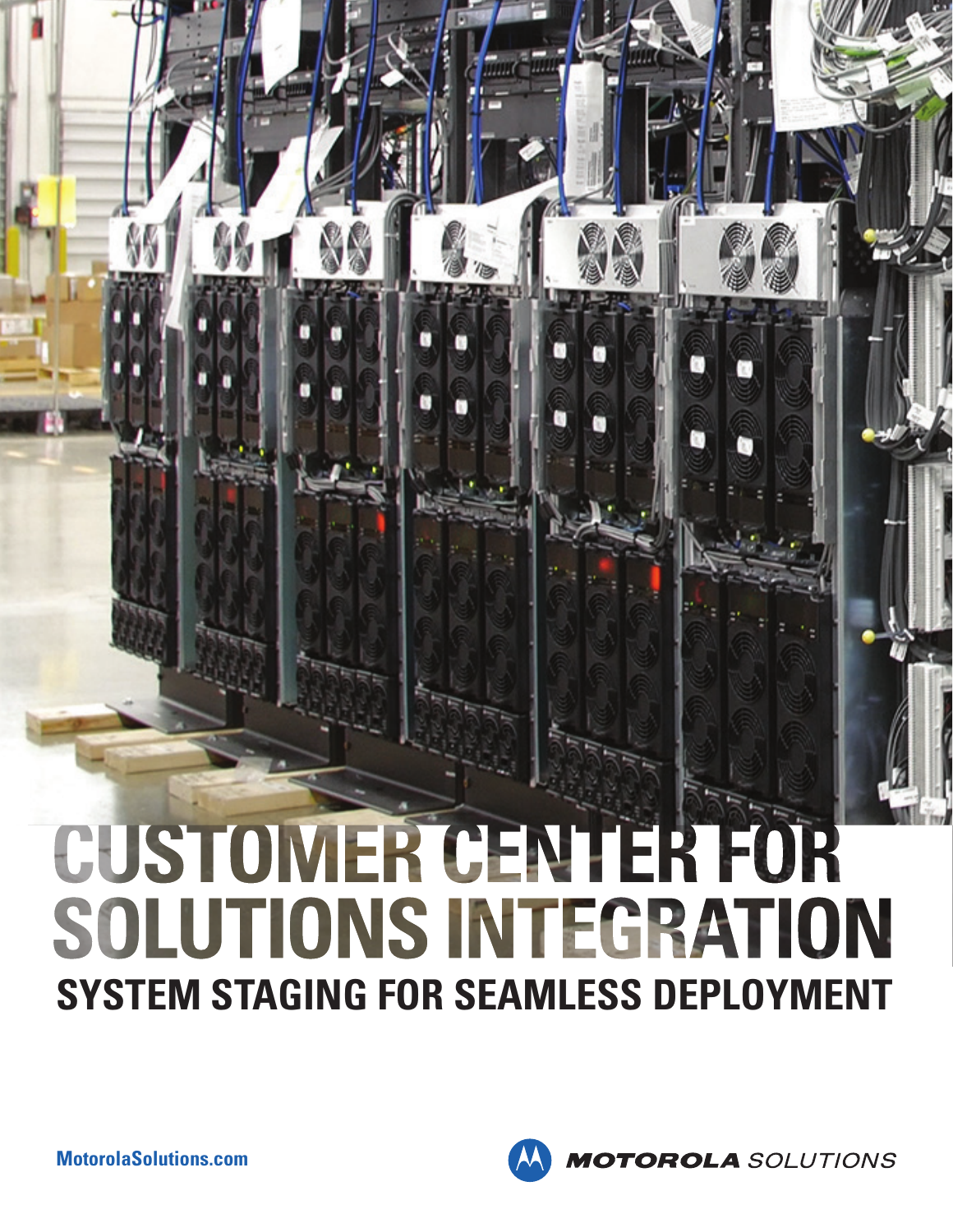# CUSTOMER CENTER FOR SOLUTIONS INTEGRATION

## SYSTEM STAGING FOR SEAMLESS DEPLOYMENT

MotorolaSolutions.com

MOTOROLA SOLUTIONS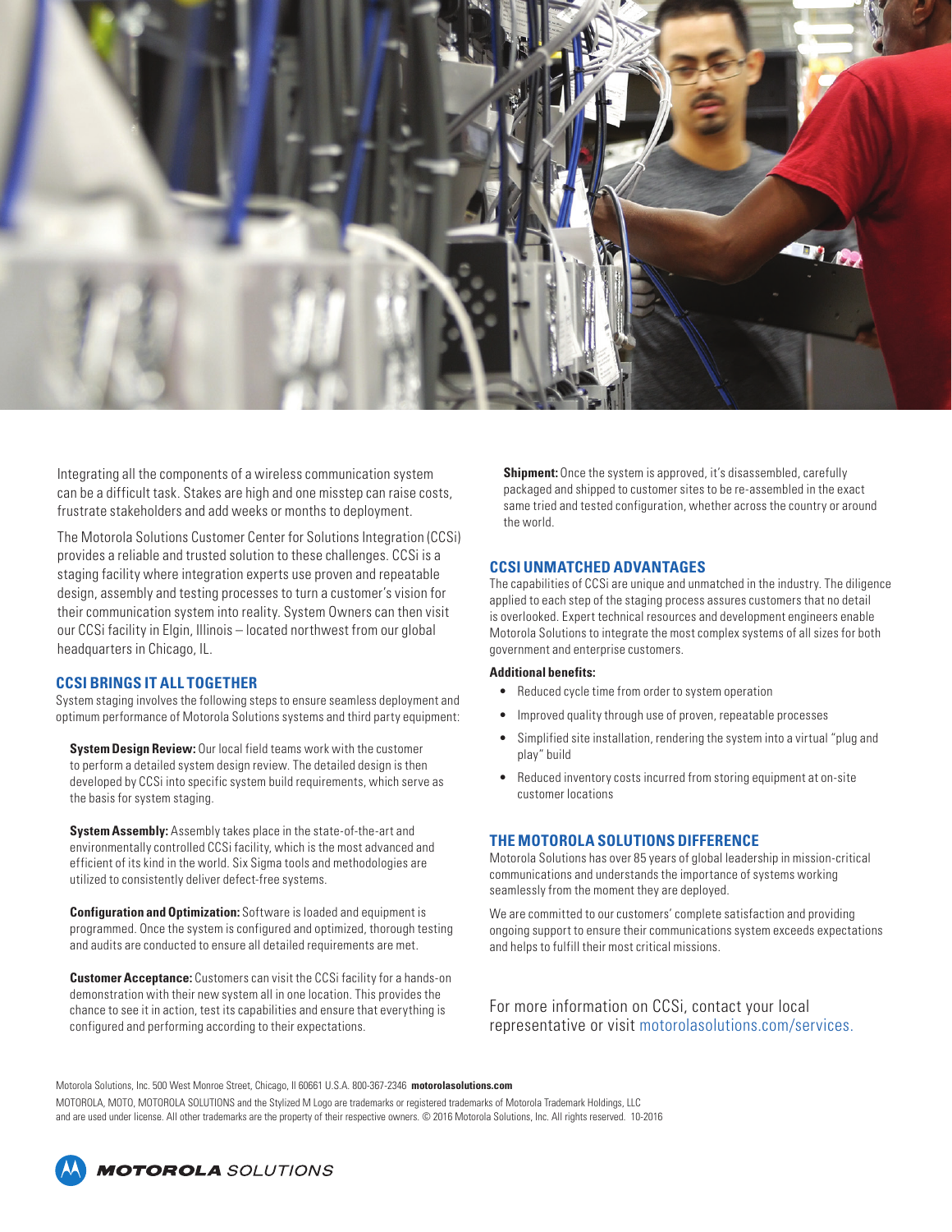Integrating all the components of a wireless communication system can be a difficult task. Stakes are high and one misstep can raise costs, frustrate stakeholders and add weeks or months to deployment.

The Motorola Solutions Customer Center for Solutions Integration (CCSi) provides a reliable and trusted solution to these challenges. CCSi is a staging facility where integration experts use proven and repeatable design, assembly and testing processes to turn a customer's vision for their communication system into reality. System Owners can then visit our CCSi facility in Elgin, Illinois – located northwest from our global headquarters in Chicago, IL.

## CCSI BRINGS IT ALL TOGETHER

System staging involves the following steps to ensure seamless deployment and optimum performance of Motorola Solutions systems and third party equipment:

**System Design Review:** Our local field teams work with the customer to perform a detailed system design review. The detailed design is then developed by CCSi into specific system build requirements, which serve as the basis for system staging.

**System Assembly:** Assembly takes place in the state-of-the-art and environmentally controlled CCSi facility, which is the most advanced and efficient of its kind in the world. Six Sigma tools and methodologies are utilized to consistently deliver defect-free systems.

**Configuration and Optimization:** Software is loaded and equipment is programmed. Once the system is configured and optimized, thorough testing and audits are conducted to ensure all detailed requirements are met.

**Customer Acceptance:** Customers can visit the CCSi facility for a hands-on demonstration with their new system all in one location. This provides the chance to see it in action, test its capabilities and ensure that everything is configured and performing according to their expectations.

**Shipment:** Once the system is approved, it's disassembled, carefully packaged and shipped to customer sites to be re-assembled in the exact same tried and tested configuration, whether across the country or around the world.

## CCSI UNMATCHED ADVANTAGES

The capabilities of CCSi are unique and unmatched in the industry. The diligence applied to each step of the staging process assures customers that no detail is overlooked. Expert technical resources and development engineers enable Motorola Solutions to integrate the most complex systems of all sizes for both government and enterprise customers.

**Additional benefits:**

- Reduced cycle time from order to system operation
- Improved quality through use of proven, repeatable processes
- Simplified site installation, rendering the system into a virtual "plug and play" build
- Reduced inventory costs incurred from storing equipment at on-site customer locations

## THE MOTOROLA SOLUTIONS DIFFERENCE

Motorola Solutions has over 85 years of global leadership in mission-critical communications and understands the importance of systems working seamlessly from the moment they are deployed.

We are committed to our customers' complete satisfaction and providing ongoing support to ensure their communications system exceeds expectations and helps to fulfill their most critical missions.

For more information on CCSi, contact your local representative or visit motorolasolutions.com/services.

Motorola Solutions, Inc. 500 West Monroe Street, Chicago, Il 60661 U.S.A. 800-367-2346 **motorolasolutions.com**

MOTOROLA, MOTO, MOTOROLA SOLUTIONS and the Stylized M Logo are trademarks or registered trademarks of Motorola Trademark Holdings, LLC and are used under license. All other trademarks are the property of their respective owners. © 2016 Motorola Solutions, Inc. All rights reserved. 10-2016

**MOTOROLA** SOLUTIONS